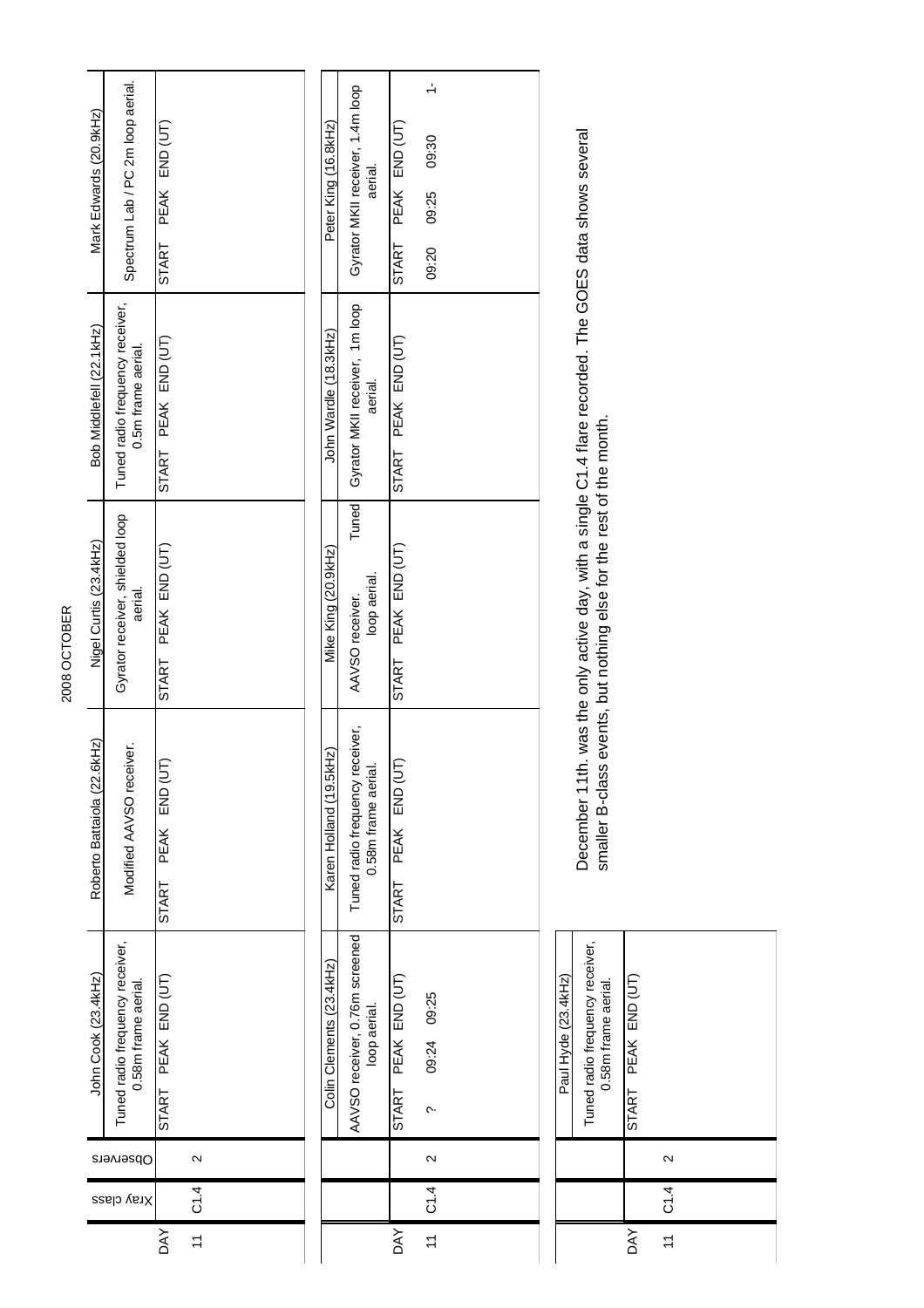# 2008 OCTOBER

| DAY | Xray class | Observers | John Cook (23.4kHz) Tuned radio frequency receiver, 0.58m frame aerial. START PEAK END (UT) | Roberto Battaiola (22.6kHz) Modified AAVSO receiver. START PEAK END (UT) | Nigel Curtis (23.4kHz) Gyrator receiver, shielded loop aerial. START PEAK END (UT) | Bob Middlefell (22.1kHz) Tuned radio frequency receiver, 0.5m frame aerial. START PEAK END (UT) | Mark Edwards (20.9kHz) Spectrum Lab / PC 2m loop aerial. START PEAK END (UT) |
|---|---|---|---|---|---|---|---|
| 11 | C1.4 | 2 | | | | | |

| DAY | Xray class | Observers | Colin Clements (23.4kHz) AAVSO receiver, 0.76m screened loop aerial. START PEAK END (UT) | Karen Holland (19.5kHz) Tuned radio frequency receiver, 0.58m frame aerial. START PEAK END (UT) | Mike King (20.9kHz) AAVSO receiver. Tuned loop aerial. START PEAK END (UT) | John Wardle (18.3kHz) Gyrator MKII receiver, 1m loop aerial. START PEAK END (UT) | Peter King (16.8kHz) Gyrator MKII receiver, 1.4m loop aerial. START PEAK END (UT) |
|---|---|---|---|---|---|---|---|
| 11 | C1.4 | 2 | ? 09:24 09:25 | | | | 09:20 09:25 09:30 1- |

| DAY | Xray class | Observers | Paul Hyde (23.4kHz) Tuned radio frequency receiver, 0.58m frame aerial. START PEAK END (UT) |
|---|---|---|---|
| 11 | C1.4 | 2 | |

December 11th. was the only active day, with a single C1.4 flare recorded. The GOES data shows several smaller B-class events, but nothing else for the rest of the month.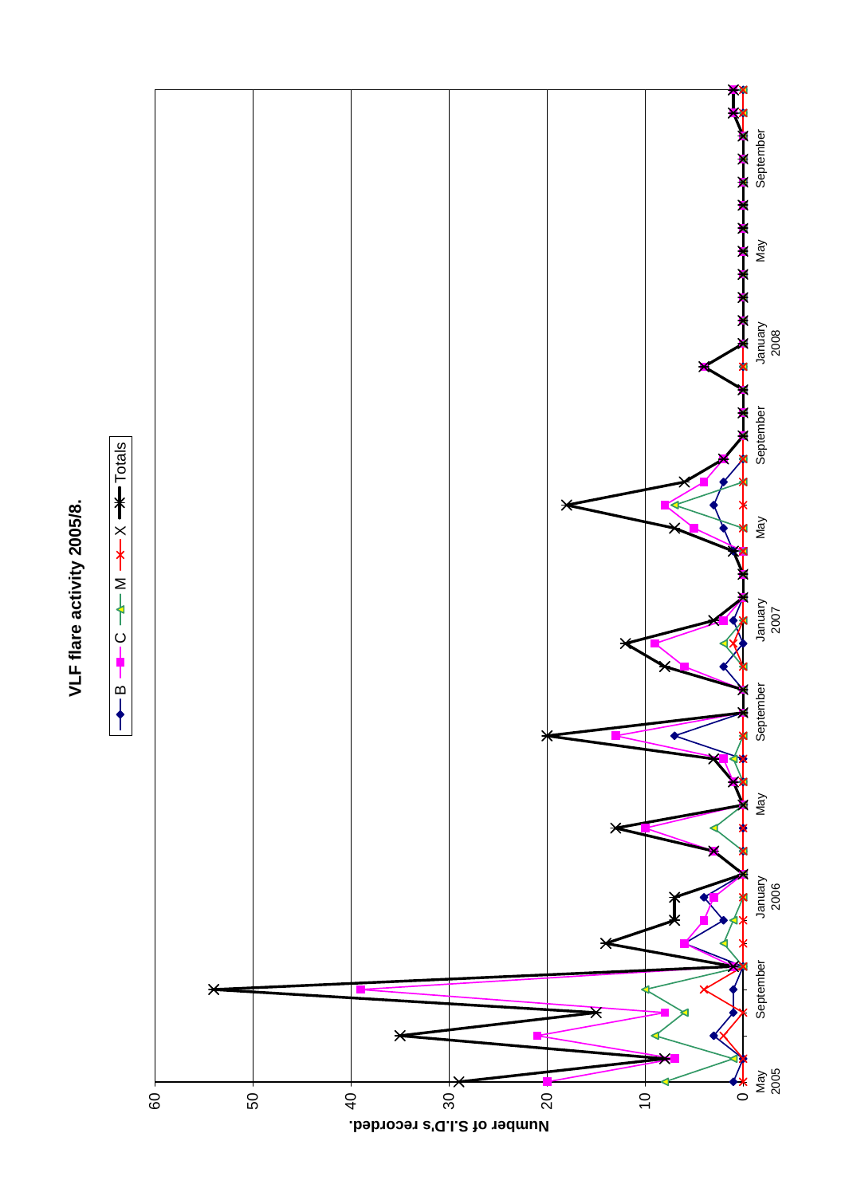VLF flare activity 2005/8.

B C M X Totals

Number of S.I.D's recorded.

60
50
40
30
20
10
0

May 2005
September
January 2006
May
September
January 2007
May
September
January 2008
May
September